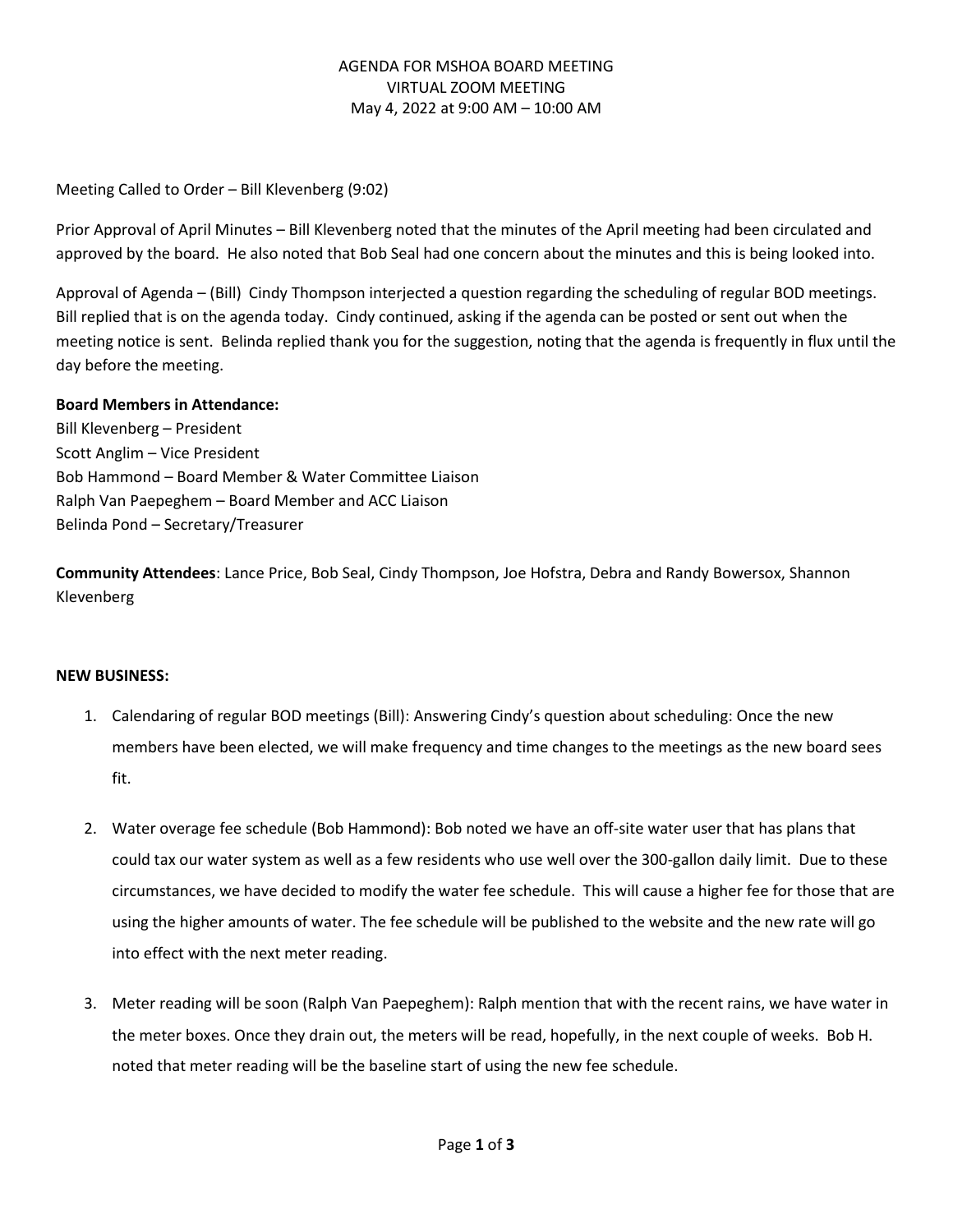AGENDA FOR MSHOA BOARD MEETING
VIRTUAL ZOOM MEETING
May 4, 2022 at 9:00 AM – 10:00 AM

Meeting Called to Order – Bill Klevenberg (9:02)

Prior Approval of April Minutes – Bill Klevenberg noted that the minutes of the April meeting had been circulated and approved by the board. He also noted that Bob Seal had one concern about the minutes and this is being looked into.

Approval of Agenda – (Bill) Cindy Thompson interjected a question regarding the scheduling of regular BOD meetings. Bill replied that is on the agenda today. Cindy continued, asking if the agenda can be posted or sent out when the meeting notice is sent. Belinda replied thank you for the suggestion, noting that the agenda is frequently in flux until the day before the meeting.

**Board Members in Attendance:**
Bill Klevenberg – President
Scott Anglim – Vice President
Bob Hammond – Board Member & Water Committee Liaison
Ralph Van Paepeghem – Board Member and ACC Liaison
Belinda Pond – Secretary/Treasurer

**Community Attendees**: Lance Price, Bob Seal, Cindy Thompson, Joe Hofstra, Debra and Randy Bowersox, Shannon Klevenberg

**NEW BUSINESS:**

1. Calendaring of regular BOD meetings (Bill): Answering Cindy's question about scheduling: Once the new members have been elected, we will make frequency and time changes to the meetings as the new board sees fit.

2. Water overage fee schedule (Bob Hammond): Bob noted we have an off-site water user that has plans that could tax our water system as well as a few residents who use well over the 300-gallon daily limit. Due to these circumstances, we have decided to modify the water fee schedule. This will cause a higher fee for those that are using the higher amounts of water. The fee schedule will be published to the website and the new rate will go into effect with the next meter reading.

3. Meter reading will be soon (Ralph Van Paepeghem): Ralph mention that with the recent rains, we have water in the meter boxes. Once they drain out, the meters will be read, hopefully, in the next couple of weeks. Bob H. noted that meter reading will be the baseline start of using the new fee schedule.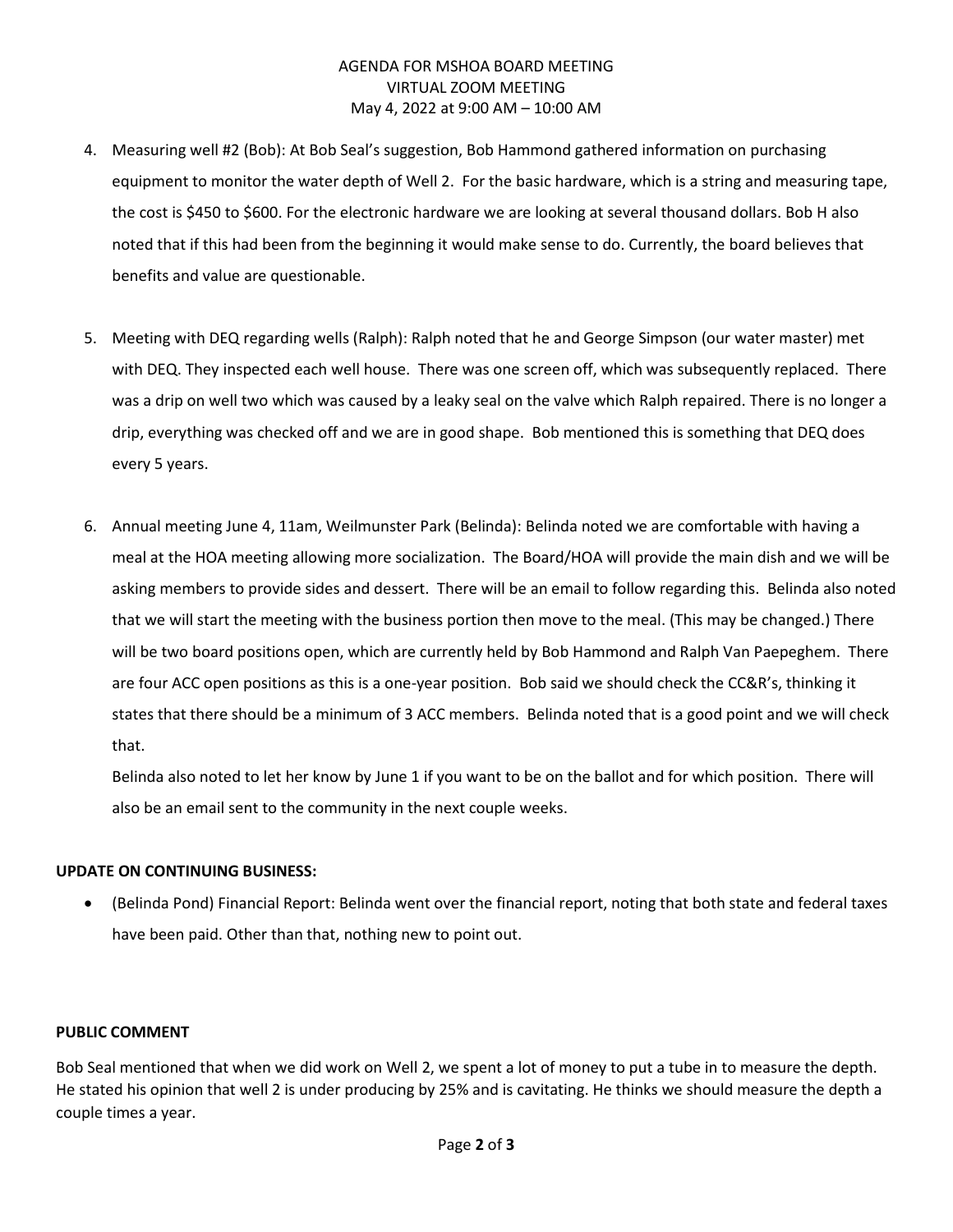AGENDA FOR MSHOA BOARD MEETING
VIRTUAL ZOOM MEETING
May 4, 2022 at 9:00 AM – 10:00 AM

4. Measuring well #2 (Bob): At Bob Seal's suggestion, Bob Hammond gathered information on purchasing equipment to monitor the water depth of Well 2. For the basic hardware, which is a string and measuring tape, the cost is $450 to $600. For the electronic hardware we are looking at several thousand dollars. Bob H also noted that if this had been from the beginning it would make sense to do. Currently, the board believes that benefits and value are questionable.

5. Meeting with DEQ regarding wells (Ralph): Ralph noted that he and George Simpson (our water master) met with DEQ. They inspected each well house. There was one screen off, which was subsequently replaced. There was a drip on well two which was caused by a leaky seal on the valve which Ralph repaired. There is no longer a drip, everything was checked off and we are in good shape. Bob mentioned this is something that DEQ does every 5 years.

6. Annual meeting June 4, 11am, Weilmunster Park (Belinda): Belinda noted we are comfortable with having a meal at the HOA meeting allowing more socialization. The Board/HOA will provide the main dish and we will be asking members to provide sides and dessert. There will be an email to follow regarding this. Belinda also noted that we will start the meeting with the business portion then move to the meal. (This may be changed.) There will be two board positions open, which are currently held by Bob Hammond and Ralph Van Paepeghem. There are four ACC open positions as this is a one-year position. Bob said we should check the CC&R's, thinking it states that there should be a minimum of 3 ACC members. Belinda noted that is a good point and we will check that.

   Belinda also noted to let her know by June 1 if you want to be on the ballot and for which position. There will also be an email sent to the community in the next couple weeks.

**UPDATE ON CONTINUING BUSINESS:**

- (Belinda Pond) Financial Report: Belinda went over the financial report, noting that both state and federal taxes have been paid. Other than that, nothing new to point out.

**PUBLIC COMMENT**

Bob Seal mentioned that when we did work on Well 2, we spent a lot of money to put a tube in to measure the depth. He stated his opinion that well 2 is under producing by 25% and is cavitating. He thinks we should measure the depth a couple times a year.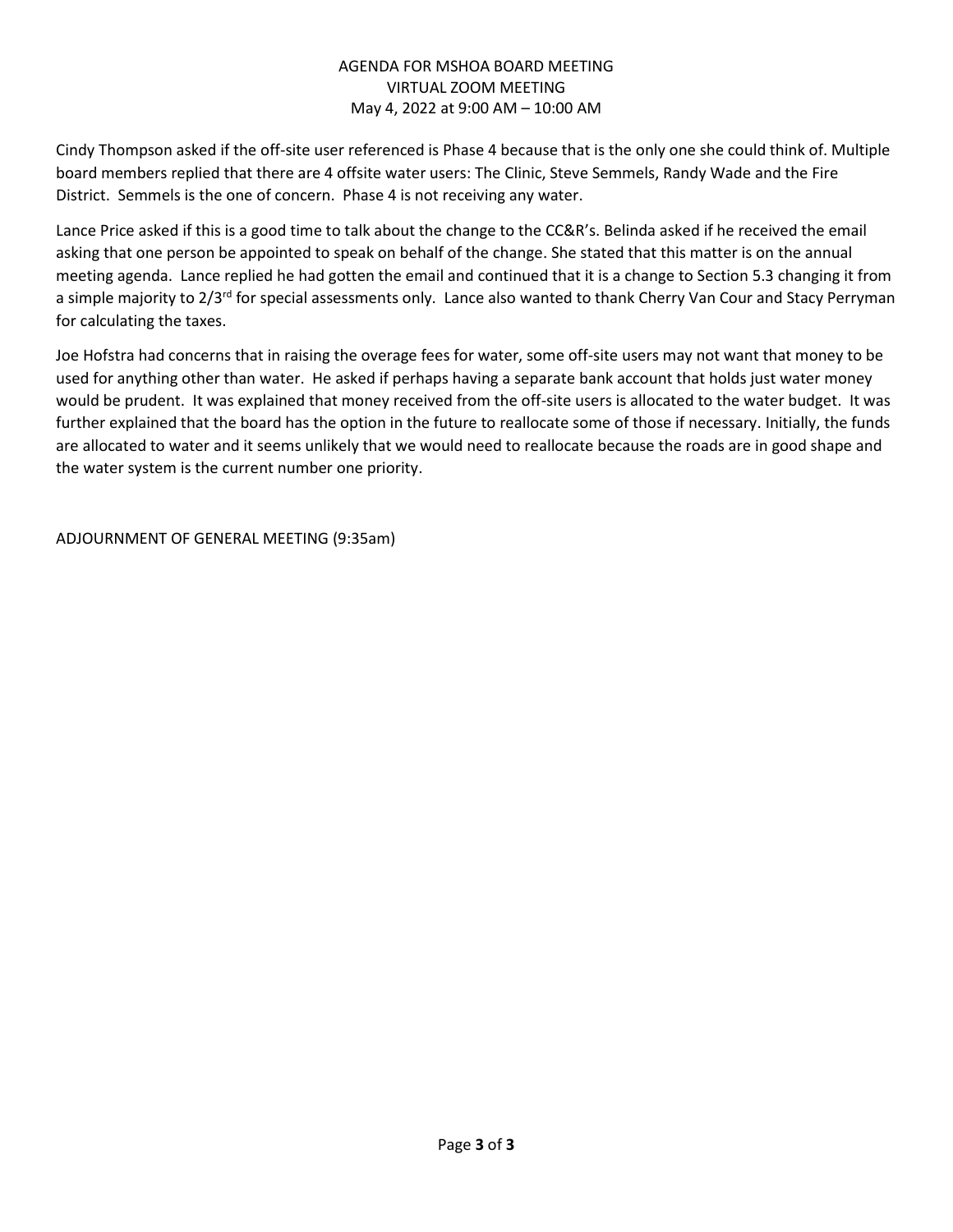AGENDA FOR MSHOA BOARD MEETING
VIRTUAL ZOOM MEETING
May 4, 2022 at 9:00 AM – 10:00 AM

Cindy Thompson asked if the off-site user referenced is Phase 4 because that is the only one she could think of. Multiple board members replied that there are 4 offsite water users: The Clinic, Steve Semmels, Randy Wade and the Fire District. Semmels is the one of concern. Phase 4 is not receiving any water.

Lance Price asked if this is a good time to talk about the change to the CC&R's. Belinda asked if he received the email asking that one person be appointed to speak on behalf of the change. She stated that this matter is on the annual meeting agenda. Lance replied he had gotten the email and continued that it is a change to Section 5.3 changing it from a simple majority to 2/3rd for special assessments only. Lance also wanted to thank Cherry Van Cour and Stacy Perryman for calculating the taxes.

Joe Hofstra had concerns that in raising the overage fees for water, some off-site users may not want that money to be used for anything other than water. He asked if perhaps having a separate bank account that holds just water money would be prudent. It was explained that money received from the off-site users is allocated to the water budget. It was further explained that the board has the option in the future to reallocate some of those if necessary. Initially, the funds are allocated to water and it seems unlikely that we would need to reallocate because the roads are in good shape and the water system is the current number one priority.

ADJOURNMENT OF GENERAL MEETING (9:35am)